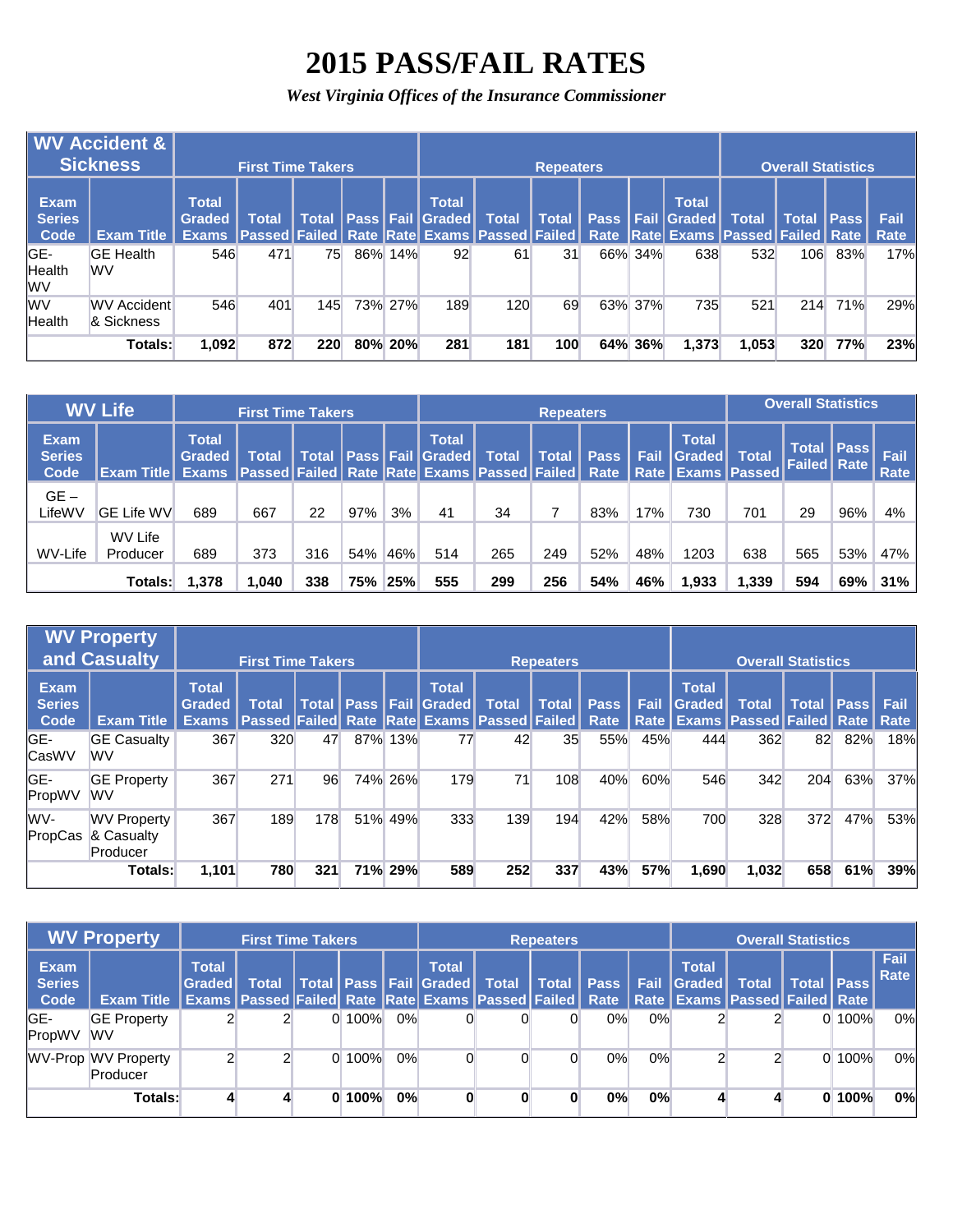# 2015 PASS/FAIL RATES

*West Virginia Offices of the Insurance Commissioner*

| WV Accident & Sickness | | First Time Takers | | | | | Repeaters | | | | | Overall Statistics | | | | |
|---|---|---|---|---|---|---|---|---|---|---|---|---|---|---|---|---|
| Exam Series Code | Exam Title | Total Graded Exams | Total Passed | Total Failed | Pass Rate | Fail Rate | Total Graded Exams | Total Passed | Total Failed | Pass Rate | Fail Rate | Total Graded Exams | Total Passed | Total Failed | Pass Rate | Fail Rate |
| GE-Health WV | GE Health WV | 546 | 471 | 75 | 86% | 14% | 92 | 61 | 31 | 66% | 34% | 638 | 532 | 106 | 83% | 17% |
| WV Health | WV Accident & Sickness | 546 | 401 | 145 | 73% | 27% | 189 | 120 | 69 | 63% | 37% | 735 | 521 | 214 | 71% | 29% |
| | **Totals:** | **1,092** | **872** | **220** | **80%** | **20%** | **281** | **181** | **100** | **64%** | **36%** | **1,373** | **1,053** | **320** | **77%** | **23%** |

| WV Life | | First Time Takers | | | | | Repeaters | | | | | Overall Statistics | | | | |
|---|---|---|---|---|---|---|---|---|---|---|---|---|---|---|---|---|
| Exam Series Code | Exam Title | Total Graded Exams | Total Passed | Total Failed | Pass Rate | Fail Rate | Total Graded Exams | Total Passed | Total Failed | Pass Rate | Fail Rate | Total Graded Exams | Total Passed | Total Failed | Pass Rate | Fail Rate |
| GE – LifeWV | GE Life WV | 689 | 667 | 22 | 97% | 3% | 41 | 34 | 7 | 83% | 17% | 730 | 701 | 29 | 96% | 4% |
| WV-Life | WV Life Producer | 689 | 373 | 316 | 54% | 46% | 514 | 265 | 249 | 52% | 48% | 1203 | 638 | 565 | 53% | 47% |
| | **Totals:** | **1,378** | **1,040** | **338** | **75%** | **25%** | **555** | **299** | **256** | **54%** | **46%** | **1,933** | **1,339** | **594** | **69%** | **31%** |

| WV Property and Casualty | | First Time Takers | | | | | Repeaters | | | | | Overall Statistics | | | | |
|---|---|---|---|---|---|---|---|---|---|---|---|---|---|---|---|---|
| Exam Series Code | Exam Title | Total Graded Exams | Total Passed | Total Failed | Pass Rate | Fail Rate | Total Graded Exams | Total Passed | Total Failed | Pass Rate | Fail Rate | Total Graded Exams | Total Passed | Total Failed | Pass Rate | Fail Rate |
| GE-CasWV | GE Casualty WV | 367 | 320 | 47 | 87% | 13% | 77 | 42 | 35 | 55% | 45% | 444 | 362 | 82 | 82% | 18% |
| GE-PropWV | GE Property WV | 367 | 271 | 96 | 74% | 26% | 179 | 71 | 108 | 40% | 60% | 546 | 342 | 204 | 63% | 37% |
| WV-PropCas | WV Property & Casualty Producer | 367 | 189 | 178 | 51% | 49% | 333 | 139 | 194 | 42% | 58% | 700 | 328 | 372 | 47% | 53% |
| | **Totals:** | **1,101** | **780** | **321** | **71%** | **29%** | **589** | **252** | **337** | **43%** | **57%** | **1,690** | **1,032** | **658** | **61%** | **39%** |

| WV Property | | First Time Takers | | | | | Repeaters | | | | | Overall Statistics | | | | |
|---|---|---|---|---|---|---|---|---|---|---|---|---|---|---|---|---|
| Exam Series Code | Exam Title | Total Graded Exams | Total Passed | Total Failed | Pass Rate | Fail Rate | Total Graded Exams | Total Passed | Total Failed | Pass Rate | Fail Rate | Total Graded Exams | Total Passed | Total Failed | Pass Rate | Fail Rate |
| GE-PropWV | GE Property WV | 2 | 2 | 0 | 100% | 0% | 0 | 0 | 0 | 0% | 0% | 2 | 2 | 0 | 100% | 0% |
| WV-Prop | WV Property Producer | 2 | 2 | 0 | 100% | 0% | 0 | 0 | 0 | 0% | 0% | 2 | 2 | 0 | 100% | 0% |
| | **Totals:** | **4** | **4** | **0** | **100%** | **0%** | **0** | **0** | **0** | **0%** | **0%** | **4** | **4** | **0** | **100%** | **0%** |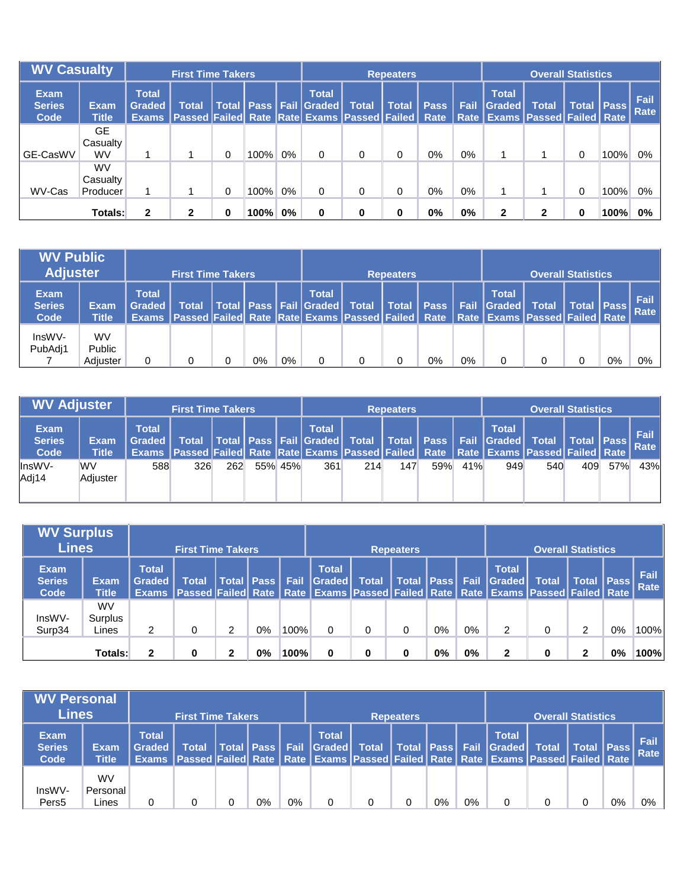| WV Casualty | | First Time Takers | | | | | Repeaters | | | | | Overall Statistics | | | | |
|---|---|---|---|---|---|---|---|---|---|---|---|---|---|---|---|---|
| Exam Series Code | Exam Title | Total Graded Exams | Total Passed | Total Failed | Pass Rate | Fail Rate | Total Graded Exams | Total Passed | Total Failed | Pass Rate | Fail Rate | Total Graded Exams | Total Passed | Total Failed | Pass Rate | Fail Rate |
| GE-CasWV | GE Casualty WV | 1 | 1 | 0 | 100% | 0% | 0 | 0 | 0 | 0% | 0% | 1 | 1 | 0 | 100% | 0% |
| WV-Cas | WV Casualty Producer | 1 | 1 | 0 | 100% | 0% | 0 | 0 | 0 | 0% | 0% | 1 | 1 | 0 | 100% | 0% |
| | **Totals:** | **2** | **2** | **0** | **100%** | **0%** | **0** | **0** | **0** | **0%** | **0%** | **2** | **2** | **0** | **100%** | **0%** |

| WV Public Adjuster | | First Time Takers | | | | | Repeaters | | | | | Overall Statistics | | | | |
|---|---|---|---|---|---|---|---|---|---|---|---|---|---|---|---|---|
| Exam Series Code | Exam Title | Total Graded Exams | Total Passed | Total Failed | Pass Rate | Fail Rate | Total Graded Exams | Total Passed | Total Failed | Pass Rate | Fail Rate | Total Graded Exams | Total Passed | Total Failed | Pass Rate | Fail Rate |
| InsWV-PubAdj17 | WV Public Adjuster | 0 | 0 | 0 | 0% | 0% | 0 | 0 | 0 | 0% | 0% | 0 | 0 | 0 | 0% | 0% |

| WV Adjuster | | First Time Takers | | | | | Repeaters | | | | | Overall Statistics | | | | |
|---|---|---|---|---|---|---|---|---|---|---|---|---|---|---|---|---|
| Exam Series Code | Exam Title | Total Graded Exams | Total Passed | Total Failed | Pass Rate | Fail Rate | Total Graded Exams | Total Passed | Total Failed | Pass Rate | Fail Rate | Total Graded Exams | Total Passed | Total Failed | Pass Rate | Fail Rate |
| InsWV-Adj14 | WV Adjuster | 588 | 326 | 262 | 55% | 45% | 361 | 214 | 147 | 59% | 41% | 949 | 540 | 409 | 57% | 43% |

| WV Surplus Lines | | First Time Takers | | | | | Repeaters | | | | | Overall Statistics | | | | |
|---|---|---|---|---|---|---|---|---|---|---|---|---|---|---|---|---|
| Exam Series Code | Exam Title | Total Graded Exams | Total Passed | Total Failed | Pass Rate | Fail Rate | Total Graded Exams | Total Passed | Total Failed | Pass Rate | Fail Rate | Total Graded Exams | Total Passed | Total Failed | Pass Rate | Fail Rate |
| InsWV-Surp34 | WV Surplus Lines | 2 | 0 | 2 | 0% | 100% | 0 | 0 | 0 | 0% | 0% | 2 | 0 | 2 | 0% | 100% |
| | **Totals:** | **2** | **0** | **2** | **0%** | **100%** | **0** | **0** | **0** | **0%** | **0%** | **2** | **0** | **2** | **0%** | **100%** |

| WV Personal Lines | | First Time Takers | | | | | Repeaters | | | | | Overall Statistics | | | | |
|---|---|---|---|---|---|---|---|---|---|---|---|---|---|---|---|---|
| Exam Series Code | Exam Title | Total Graded Exams | Total Passed | Total Failed | Pass Rate | Fail Rate | Total Graded Exams | Total Passed | Total Failed | Pass Rate | Fail Rate | Total Graded Exams | Total Passed | Total Failed | Pass Rate | Fail Rate |
| InsWV-Pers5 | WV Personal Lines | 0 | 0 | 0 | 0% | 0% | 0 | 0 | 0 | 0% | 0% | 0 | 0 | 0 | 0% | 0% |